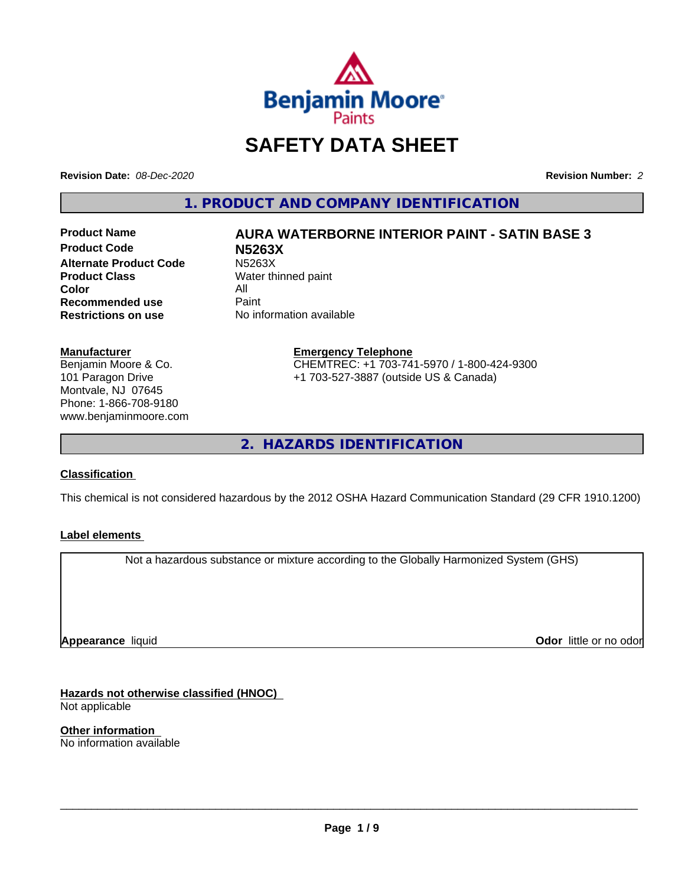# SAFETY DATA SHEET

**Revision Date:** *08-Dec-2020* **Revision Number:** *2*

## 1. PRODUCT AND COMPANY IDENTIFICATION

| | |
|---|---|
| **Product Name** | **AURA WATERBORNE INTERIOR PAINT - SATIN BASE 3** |
| **Product Code** | **N5263X** |
| **Alternate Product Code** | N5263X |
| **Product Class** | Water thinned paint |
| **Color** | All |
| **Recommended use** | Paint |
| **Restrictions on use** | No information available |

**Manufacturer**
Benjamin Moore & Co.
101 Paragon Drive
Montvale, NJ 07645
Phone: 1-866-708-9180
www.benjaminmoore.com

**Emergency Telephone**
CHEMTREC: +1 703-741-5970 / 1-800-424-9300
+1 703-527-3887 (outside US & Canada)

## 2. HAZARDS IDENTIFICATION

**Classification**

This chemical is not considered hazardous by the 2012 OSHA Hazard Communication Standard (29 CFR 1910.1200)

**Label elements**

Not a hazardous substance or mixture according to the Globally Harmonized System (GHS)

**Appearance** liquid **Odor** little or no odor

**Hazards not otherwise classified (HNOC)**
Not applicable

**Other information**
No information available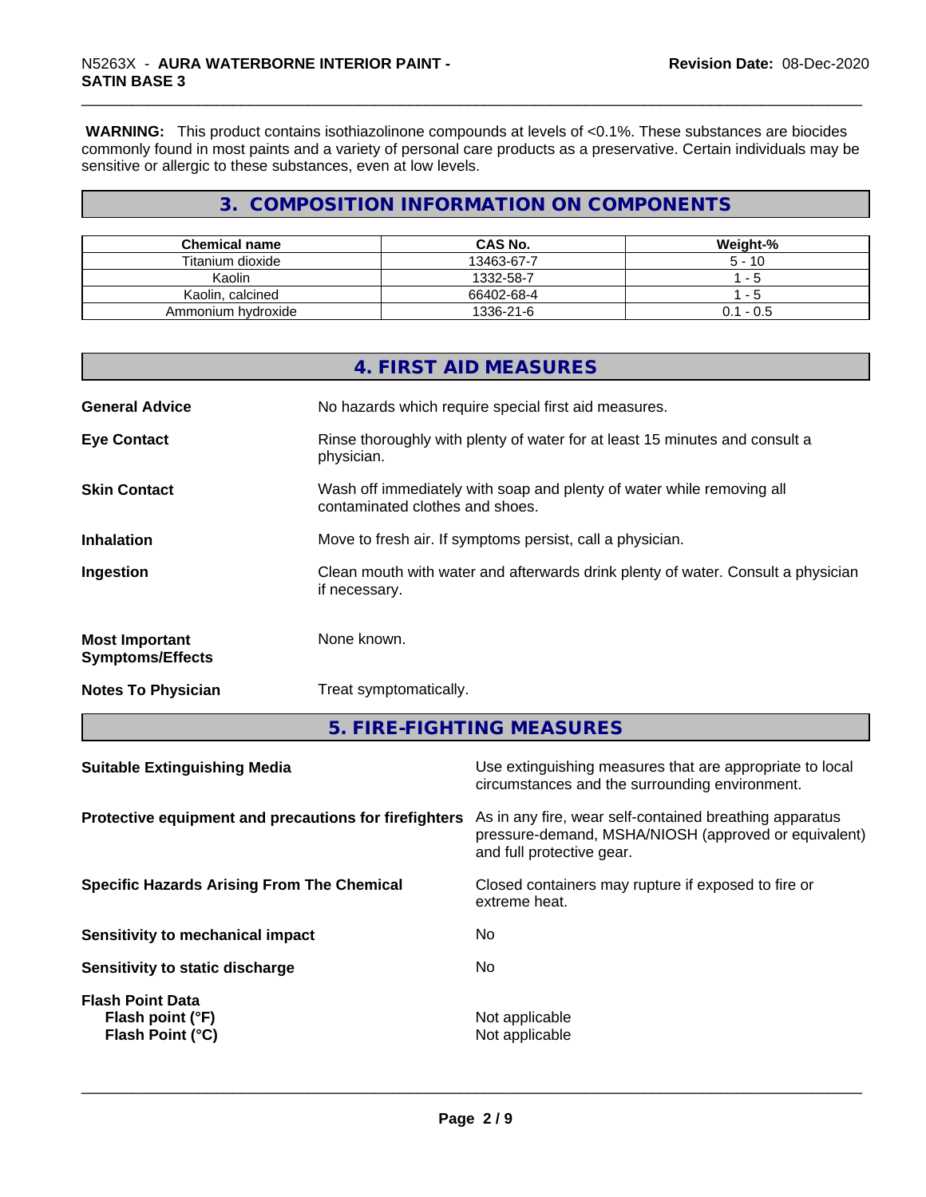**WARNING:** This product contains isothiazolinone compounds at levels of <0.1%. These substances are biocides commonly found in most paints and a variety of personal care products as a preservative. Certain individuals may be sensitive or allergic to these substances, even at low levels.

## 3. COMPOSITION INFORMATION ON COMPONENTS

| Chemical name | CAS No. | Weight-% |
| --- | --- | --- |
| Titanium dioxide | 13463-67-7 | 5 - 10 |
| Kaolin | 1332-58-7 | 1 - 5 |
| Kaolin, calcined | 66402-68-4 | 1 - 5 |
| Ammonium hydroxide | 1336-21-6 | 0.1 - 0.5 |

## 4. FIRST AID MEASURES

**General Advice**
No hazards which require special first aid measures.

**Eye Contact**
Rinse thoroughly with plenty of water for at least 15 minutes and consult a physician.

**Skin Contact**
Wash off immediately with soap and plenty of water while removing all contaminated clothes and shoes.

**Inhalation**
Move to fresh air. If symptoms persist, call a physician.

**Ingestion**
Clean mouth with water and afterwards drink plenty of water. Consult a physician if necessary.

**Most Important Symptoms/Effects**
None known.

**Notes To Physician**
Treat symptomatically.

## 5. FIRE-FIGHTING MEASURES

**Suitable Extinguishing Media**
Use extinguishing measures that are appropriate to local circumstances and the surrounding environment.

**Protective equipment and precautions for firefighters**
As in any fire, wear self-contained breathing apparatus pressure-demand, MSHA/NIOSH (approved or equivalent) and full protective gear.

**Specific Hazards Arising From The Chemical**
Closed containers may rupture if exposed to fire or extreme heat.

**Sensitivity to mechanical impact**
No

**Sensitivity to static discharge**
No

**Flash Point Data**
**Flash point (°F)** Not applicable
**Flash Point (°C)** Not applicable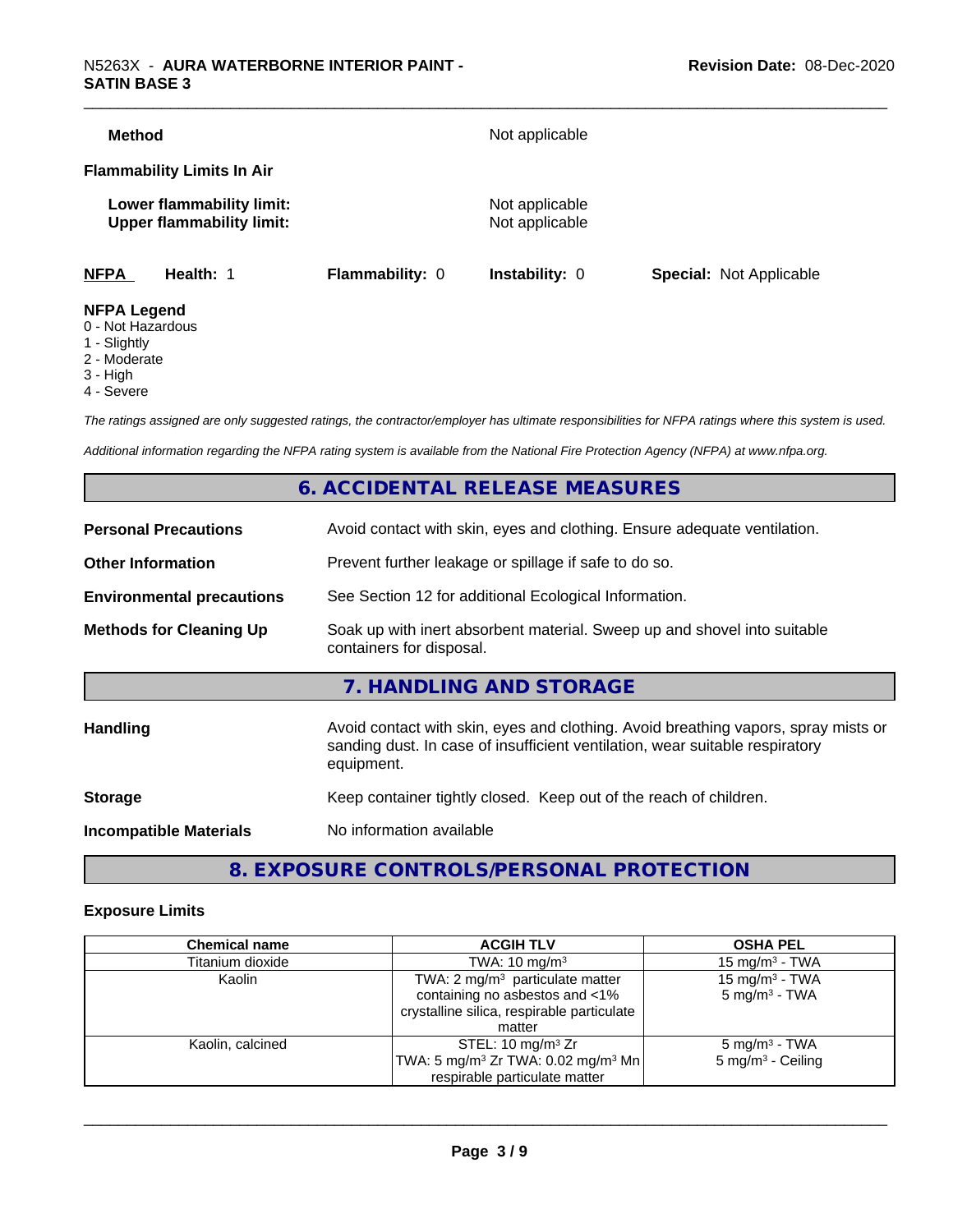**Method** Not applicable

**Flammability Limits In Air**

**Lower flammability limit:** Not applicable
**Upper flammability limit:** Not applicable

| NFPA | Health: 1 | Flammability: 0 | Instability: 0 | Special: Not Applicable |
|---|---|---|---|---|

**NFPA Legend**
0 - Not Hazardous
1 - Slightly
2 - Moderate
3 - High
4 - Severe

*The ratings assigned are only suggested ratings, the contractor/employer has ultimate responsibilities for NFPA ratings where this system is used.*

*Additional information regarding the NFPA rating system is available from the National Fire Protection Agency (NFPA) at www.nfpa.org.*

## 6. ACCIDENTAL RELEASE MEASURES

**Personal Precautions** Avoid contact with skin, eyes and clothing. Ensure adequate ventilation.

**Other Information** Prevent further leakage or spillage if safe to do so.

**Environmental precautions** See Section 12 for additional Ecological Information.

**Methods for Cleaning Up** Soak up with inert absorbent material. Sweep up and shovel into suitable containers for disposal.

## 7. HANDLING AND STORAGE

**Handling** Avoid contact with skin, eyes and clothing. Avoid breathing vapors, spray mists or sanding dust. In case of insufficient ventilation, wear suitable respiratory equipment.

**Storage** Keep container tightly closed. Keep out of the reach of children.

**Incompatible Materials** No information available

## 8. EXPOSURE CONTROLS/PERSONAL PROTECTION

### Exposure Limits

| Chemical name | ACGIH TLV | OSHA PEL |
|---|---|---|
| Titanium dioxide | TWA: 10 mg/m³ | 15 mg/m³ - TWA |
| Kaolin | TWA: 2 mg/m³ particulate matter containing no asbestos and <1% crystalline silica, respirable particulate matter | 15 mg/m³ - TWA<br>5 mg/m³ - TWA |
| Kaolin, calcined | STEL: 10 mg/m³ Zr<br>TWA: 5 mg/m³ Zr TWA: 0.02 mg/m³ Mn respirable particulate matter | 5 mg/m³ - TWA<br>5 mg/m³ - Ceiling |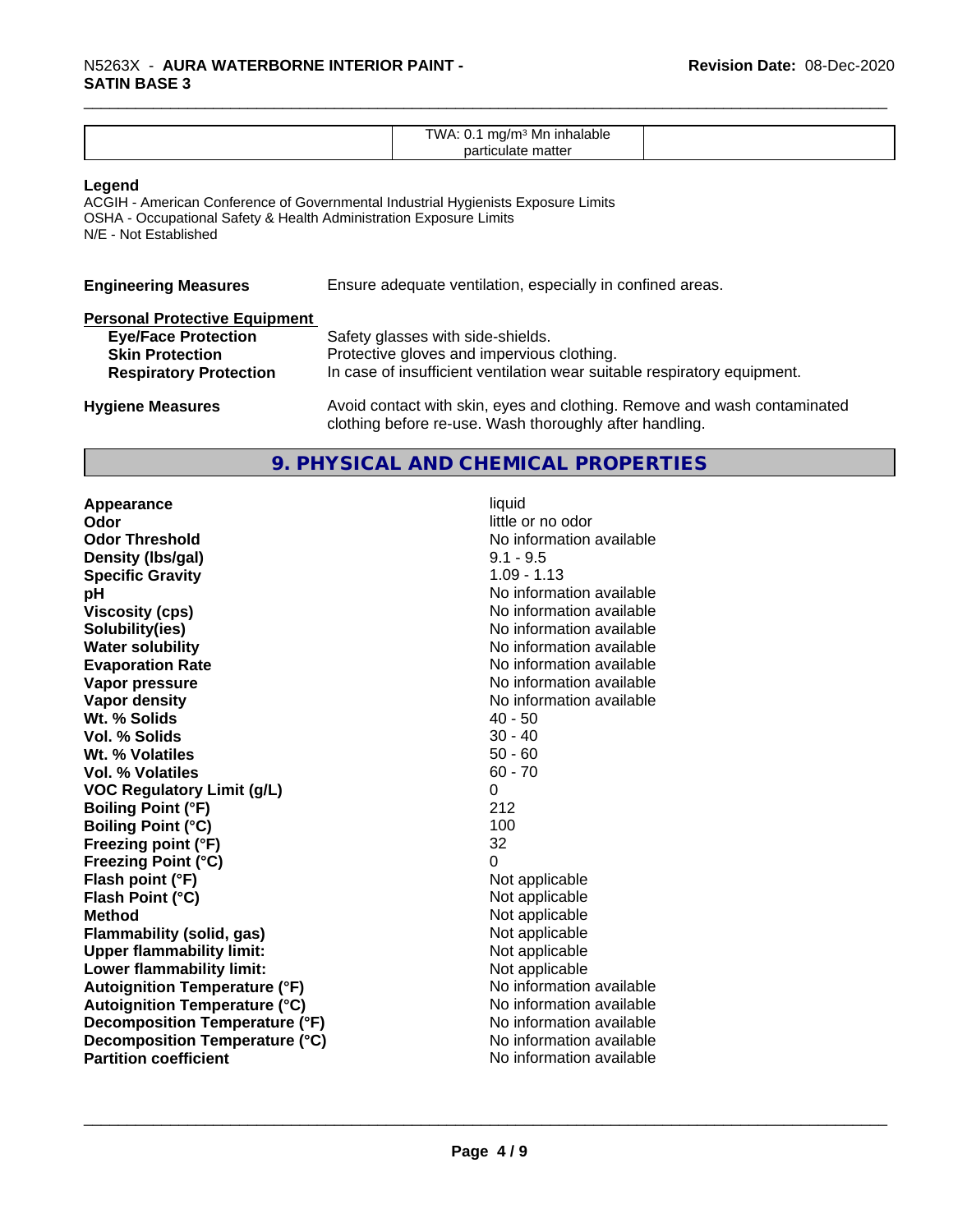| | TWA: 0.1 mg/m³ Mn inhalable particulate matter | |
|---|---|---|

**Legend**

ACGIH - American Conference of Governmental Industrial Hygienists Exposure Limits
OSHA - Occupational Safety & Health Administration Exposure Limits
N/E - Not Established

**Engineering Measures** Ensure adequate ventilation, especially in confined areas.

**Personal Protective Equipment**

**Eye/Face Protection** Safety glasses with side-shields.
**Skin Protection** Protective gloves and impervious clothing.
**Respiratory Protection** In case of insufficient ventilation wear suitable respiratory equipment.

**Hygiene Measures** Avoid contact with skin, eyes and clothing. Remove and wash contaminated clothing before re-use. Wash thoroughly after handling.

## 9. PHYSICAL AND CHEMICAL PROPERTIES

| Property | Value |
|---|---|
| **Appearance** | liquid |
| **Odor** | little or no odor |
| **Odor Threshold** | No information available |
| **Density (lbs/gal)** | 9.1 - 9.5 |
| **Specific Gravity** | 1.09 - 1.13 |
| **pH** | No information available |
| **Viscosity (cps)** | No information available |
| **Solubility(ies)** | No information available |
| **Water solubility** | No information available |
| **Evaporation Rate** | No information available |
| **Vapor pressure** | No information available |
| **Vapor density** | No information available |
| **Wt. % Solids** | 40 - 50 |
| **Vol. % Solids** | 30 - 40 |
| **Wt. % Volatiles** | 50 - 60 |
| **Vol. % Volatiles** | 60 - 70 |
| **VOC Regulatory Limit (g/L)** | 0 |
| **Boiling Point (°F)** | 212 |
| **Boiling Point (°C)** | 100 |
| **Freezing point (°F)** | 32 |
| **Freezing Point (°C)** | 0 |
| **Flash point (°F)** | Not applicable |
| **Flash Point (°C)** | Not applicable |
| **Method** | Not applicable |
| **Flammability (solid, gas)** | Not applicable |
| **Upper flammability limit:** | Not applicable |
| **Lower flammability limit:** | Not applicable |
| **Autoignition Temperature (°F)** | No information available |
| **Autoignition Temperature (°C)** | No information available |
| **Decomposition Temperature (°F)** | No information available |
| **Decomposition Temperature (°C)** | No information available |
| **Partition coefficient** | No information available |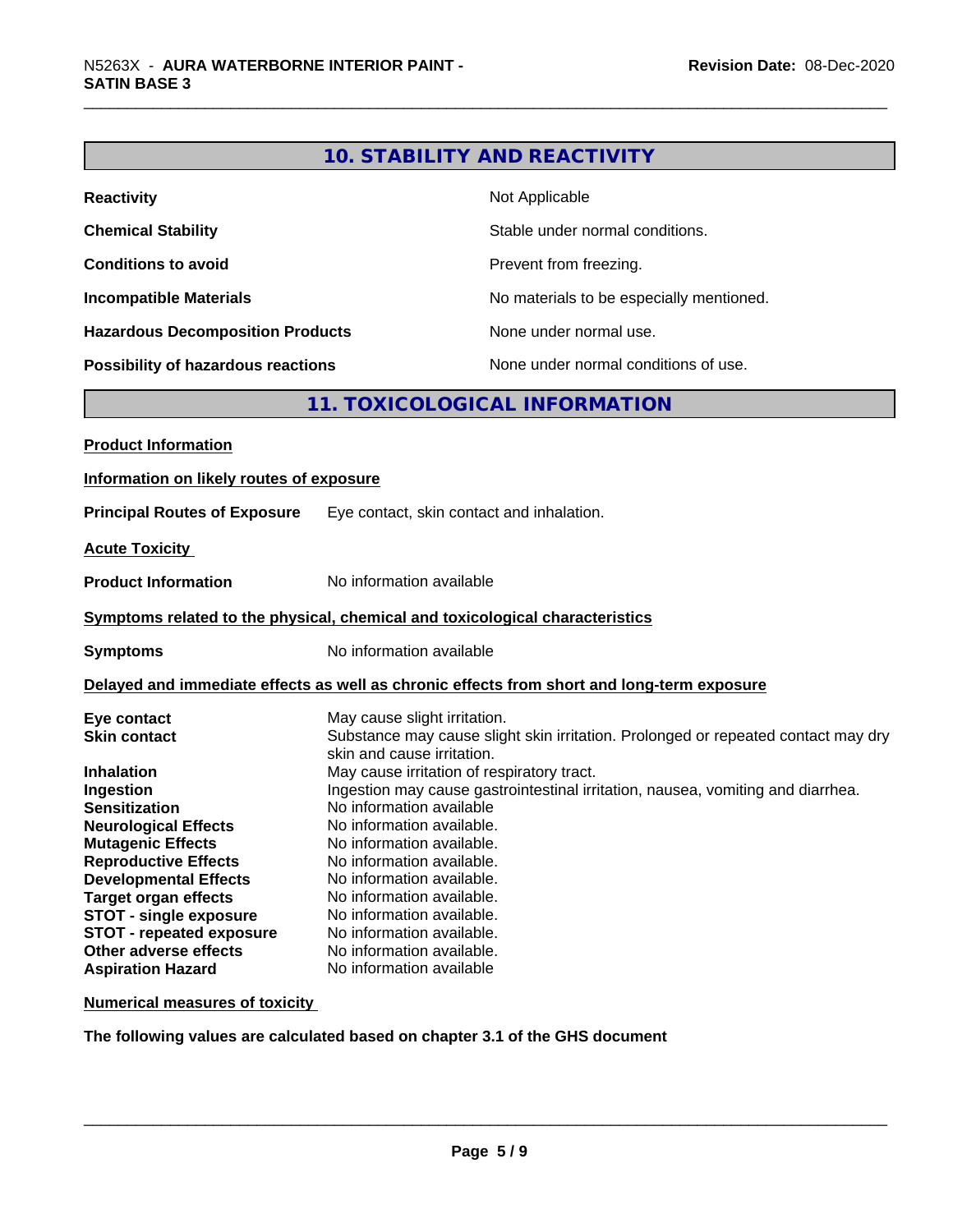## 10. STABILITY AND REACTIVITY

| | |
|---|---|
| **Reactivity** | Not Applicable |
| **Chemical Stability** | Stable under normal conditions. |
| **Conditions to avoid** | Prevent from freezing. |
| **Incompatible Materials** | No materials to be especially mentioned. |
| **Hazardous Decomposition Products** | None under normal use. |
| **Possibility of hazardous reactions** | None under normal conditions of use. |

## 11. TOXICOLOGICAL INFORMATION

**Product Information**

**Information on likely routes of exposure**

**Principal Routes of Exposure** Eye contact, skin contact and inhalation.

**Acute Toxicity**

**Product Information** No information available

**Symptoms related to the physical, chemical and toxicological characteristics**

**Symptoms** No information available

**Delayed and immediate effects as well as chronic effects from short and long-term exposure**

| | |
|---|---|
| **Eye contact** | May cause slight irritation. |
| **Skin contact** | Substance may cause slight skin irritation. Prolonged or repeated contact may dry skin and cause irritation. |
| **Inhalation** | May cause irritation of respiratory tract. |
| **Ingestion** | Ingestion may cause gastrointestinal irritation, nausea, vomiting and diarrhea. |
| **Sensitization** | No information available |
| **Neurological Effects** | No information available. |
| **Mutagenic Effects** | No information available. |
| **Reproductive Effects** | No information available. |
| **Developmental Effects** | No information available. |
| **Target organ effects** | No information available. |
| **STOT - single exposure** | No information available. |
| **STOT - repeated exposure** | No information available. |
| **Other adverse effects** | No information available. |
| **Aspiration Hazard** | No information available |

**Numerical measures of toxicity**

**The following values are calculated based on chapter 3.1 of the GHS document**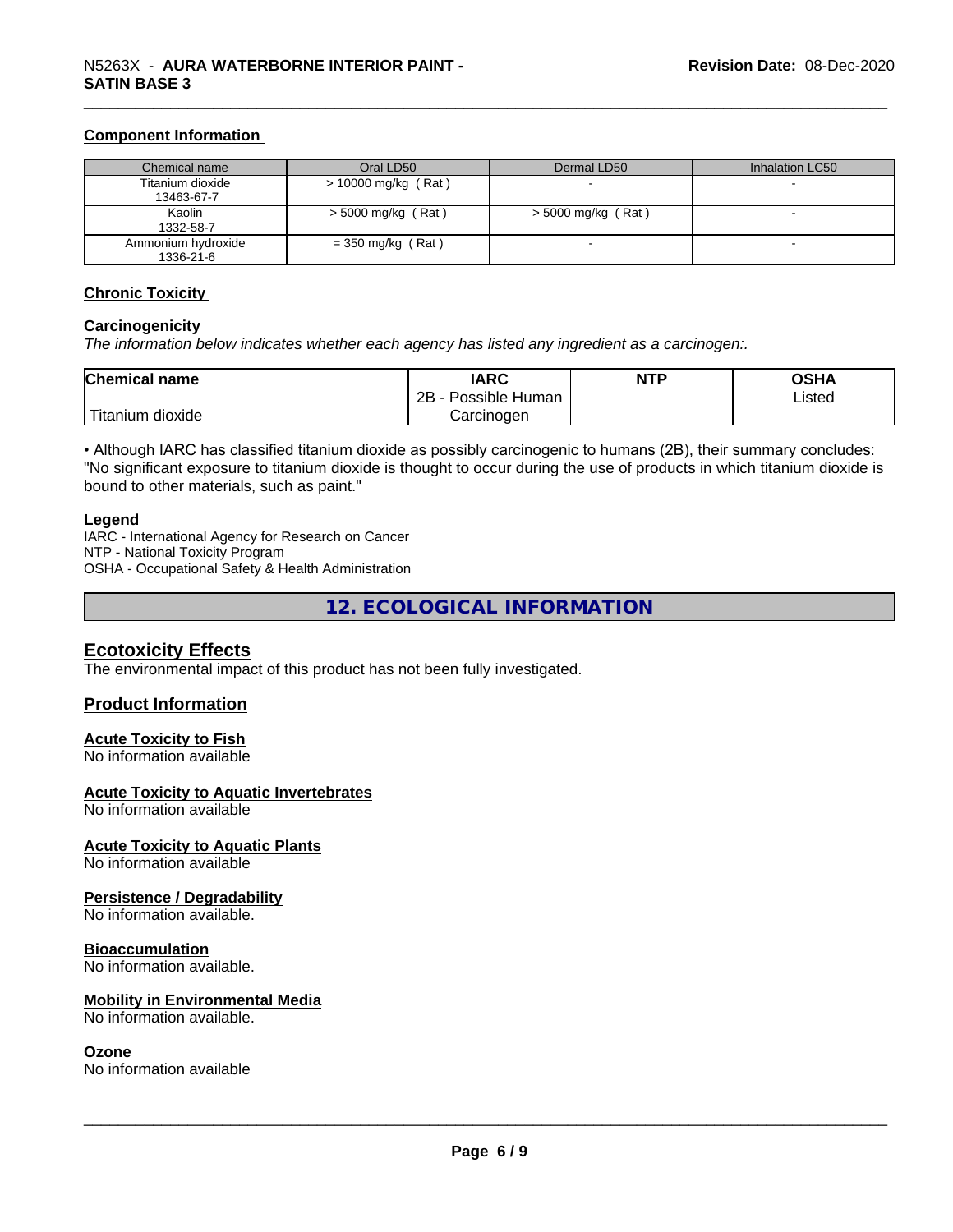### Component Information

| Chemical name | Oral LD50 | Dermal LD50 | Inhalation LC50 |
|---|---|---|---|
| Titanium dioxide<br>13463-67-7 | > 10000 mg/kg ( Rat ) | - | - |
| Kaolin<br>1332-58-7 | > 5000 mg/kg ( Rat ) | > 5000 mg/kg ( Rat ) | - |
| Ammonium hydroxide<br>1336-21-6 | = 350 mg/kg ( Rat ) | - | - |

### Chronic Toxicity

#### Carcinogenicity

*The information below indicates whether each agency has listed any ingredient as a carcinogen:.*

| Chemical name | IARC | NTP | OSHA |
|---|---|---|---|
| Titanium dioxide | 2B - Possible Human Carcinogen | | Listed |

• Although IARC has classified titanium dioxide as possibly carcinogenic to humans (2B), their summary concludes: "No significant exposure to titanium dioxide is thought to occur during the use of products in which titanium dioxide is bound to other materials, such as paint."

**Legend**

IARC - International Agency for Research on Cancer
NTP - National Toxicity Program
OSHA - Occupational Safety & Health Administration

## 12. ECOLOGICAL INFORMATION

### Ecotoxicity Effects

The environmental impact of this product has not been fully investigated.

### Product Information

#### Acute Toxicity to Fish

No information available

#### Acute Toxicity to Aquatic Invertebrates

No information available

#### Acute Toxicity to Aquatic Plants

No information available

#### Persistence / Degradability

No information available.

#### Bioaccumulation

No information available.

#### Mobility in Environmental Media

No information available.

#### Ozone

No information available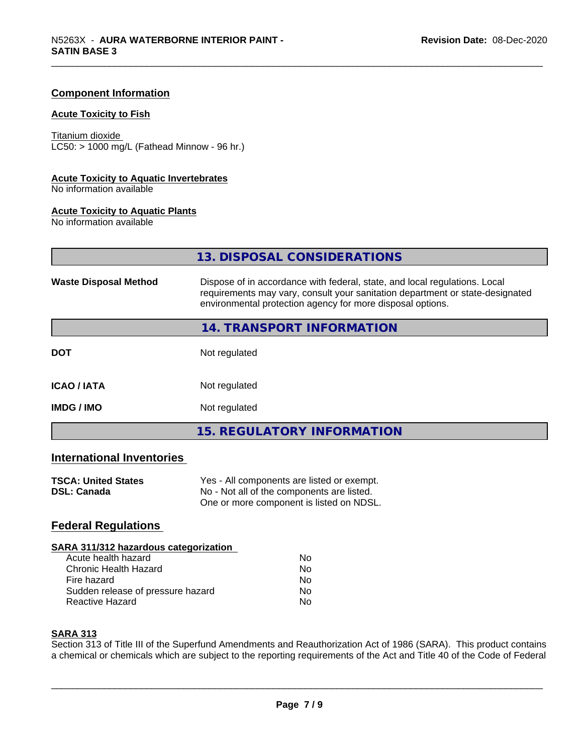## Component Information

### Acute Toxicity to Fish

Titanium dioxide
LC50: > 1000 mg/L (Fathead Minnow - 96 hr.)

### Acute Toxicity to Aquatic Invertebrates

No information available

### Acute Toxicity to Aquatic Plants

No information available

## 13. DISPOSAL CONSIDERATIONS

| | |
|---|---|
| **Waste Disposal Method** | Dispose of in accordance with federal, state, and local regulations. Local requirements may vary, consult your sanitation department or state-designated environmental protection agency for more disposal options. |

## 14. TRANSPORT INFORMATION

| | |
|---|---|
| **DOT** | Not regulated |
| **ICAO / IATA** | Not regulated |
| **IMDG / IMO** | Not regulated |

## 15. REGULATORY INFORMATION

### International Inventories

| | |
|---|---|
| **TSCA: United States** | Yes - All components are listed or exempt. |
| **DSL: Canada** | No - Not all of the components are listed. One or more component is listed on NDSL. |

### Federal Regulations

**SARA 311/312 hazardous categorization**

| | |
|---|---|
| Acute health hazard | No |
| Chronic Health Hazard | No |
| Fire hazard | No |
| Sudden release of pressure hazard | No |
| Reactive Hazard | No |

**SARA 313**

Section 313 of Title III of the Superfund Amendments and Reauthorization Act of 1986 (SARA). This product contains a chemical or chemicals which are subject to the reporting requirements of the Act and Title 40 of the Code of Federal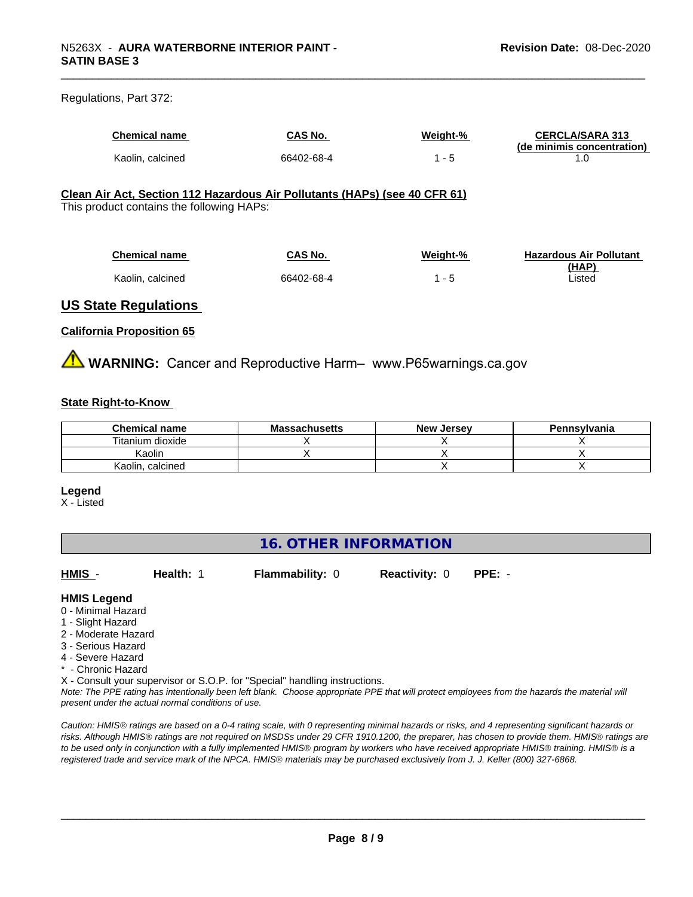Regulations, Part 372:

| Chemical name | CAS No. | Weight-% | CERCLA/SARA 313 (de minimis concentration) |
|---|---|---|---|
| Kaolin, calcined | 66402-68-4 | 1 - 5 | 1.0 |

**Clean Air Act, Section 112 Hazardous Air Pollutants (HAPs) (see 40 CFR 61)**

This product contains the following HAPs:

| Chemical name | CAS No. | Weight-% | Hazardous Air Pollutant (HAP) |
|---|---|---|---|
| Kaolin, calcined | 66402-68-4 | 1 - 5 | Listed |

## US State Regulations

**California Proposition 65**

⚠ **WARNING:** Cancer and Reproductive Harm– www.P65warnings.ca.gov

**State Right-to-Know**

| Chemical name | Massachusetts | New Jersey | Pennsylvania |
|---|---|---|---|
| Titanium dioxide | X | X | X |
| Kaolin | X | X | X |
| Kaolin, calcined | | X | X |

**Legend**

X - Listed

## 16. OTHER INFORMATION

**HMIS** - **Health:** 1 **Flammability:** 0 **Reactivity:** 0 **PPE:** -

**HMIS Legend**

0 - Minimal Hazard
1 - Slight Hazard
2 - Moderate Hazard
3 - Serious Hazard
4 - Severe Hazard
* - Chronic Hazard
X - Consult your supervisor or S.O.P. for "Special" handling instructions.

*Note: The PPE rating has intentionally been left blank. Choose appropriate PPE that will protect employees from the hazards the material will present under the actual normal conditions of use.*

*Caution: HMIS® ratings are based on a 0-4 rating scale, with 0 representing minimal hazards or risks, and 4 representing significant hazards or risks. Although HMIS® ratings are not required on MSDSs under 29 CFR 1910.1200, the preparer, has chosen to provide them. HMIS® ratings are to be used only in conjunction with a fully implemented HMIS® program by workers who have received appropriate HMIS® training. HMIS® is a registered trade and service mark of the NPCA. HMIS® materials may be purchased exclusively from J. J. Keller (800) 327-6868.*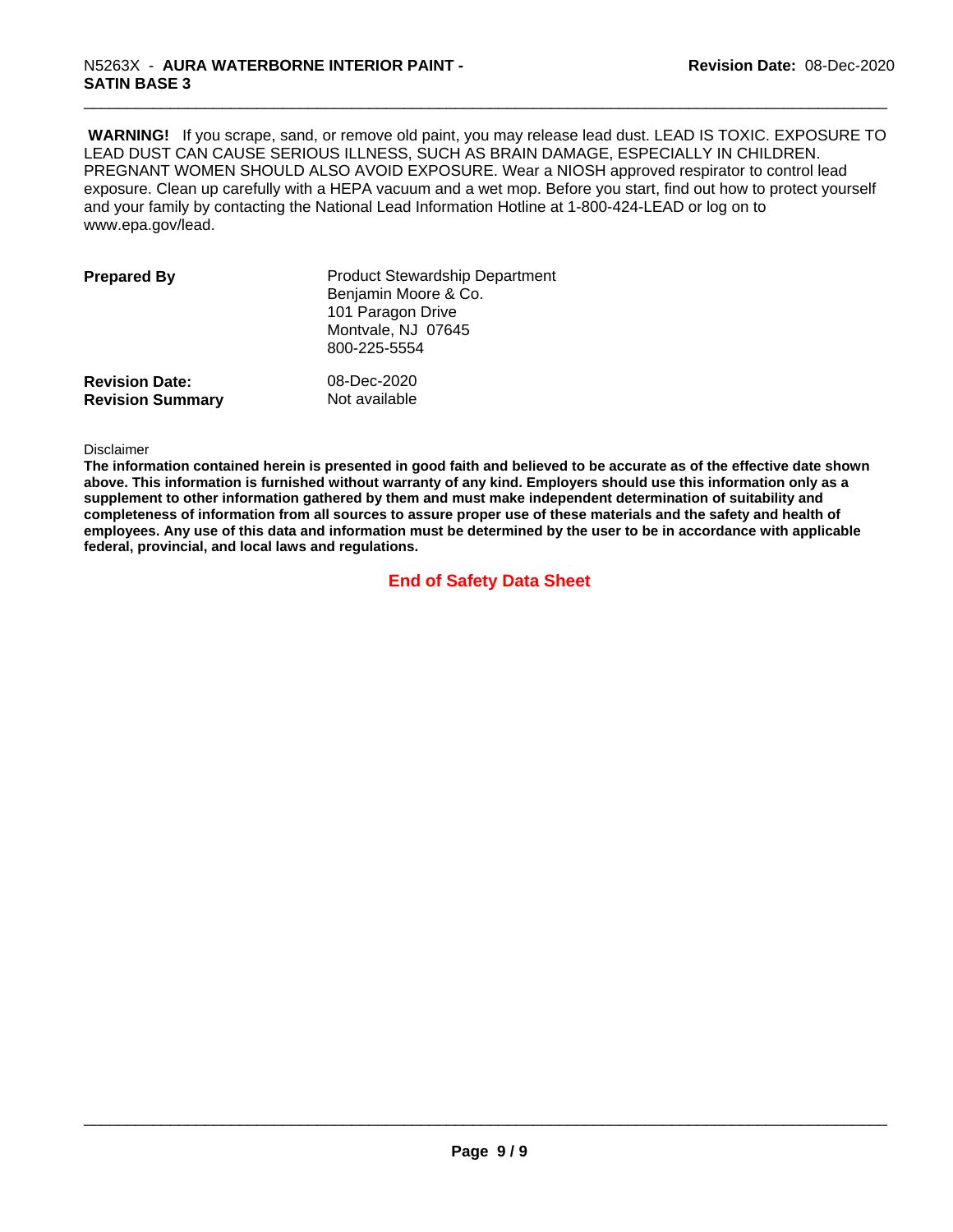**WARNING!** If you scrape, sand, or remove old paint, you may release lead dust. LEAD IS TOXIC. EXPOSURE TO LEAD DUST CAN CAUSE SERIOUS ILLNESS, SUCH AS BRAIN DAMAGE, ESPECIALLY IN CHILDREN. PREGNANT WOMEN SHOULD ALSO AVOID EXPOSURE. Wear a NIOSH approved respirator to control lead exposure. Clean up carefully with a HEPA vacuum and a wet mop. Before you start, find out how to protect yourself and your family by contacting the National Lead Information Hotline at 1-800-424-LEAD or log on to www.epa.gov/lead.

| | |
|---|---|
| **Prepared By** | Product Stewardship Department<br>Benjamin Moore & Co.<br>101 Paragon Drive<br>Montvale, NJ 07645<br>800-225-5554 |
| **Revision Date:** | 08-Dec-2020 |
| **Revision Summary** | Not available |

Disclaimer

**The information contained herein is presented in good faith and believed to be accurate as of the effective date shown above. This information is furnished without warranty of any kind. Employers should use this information only as a supplement to other information gathered by them and must make independent determination of suitability and completeness of information from all sources to assure proper use of these materials and the safety and health of employees. Any use of this data and information must be determined by the user to be in accordance with applicable federal, provincial, and local laws and regulations.**

**End of Safety Data Sheet**